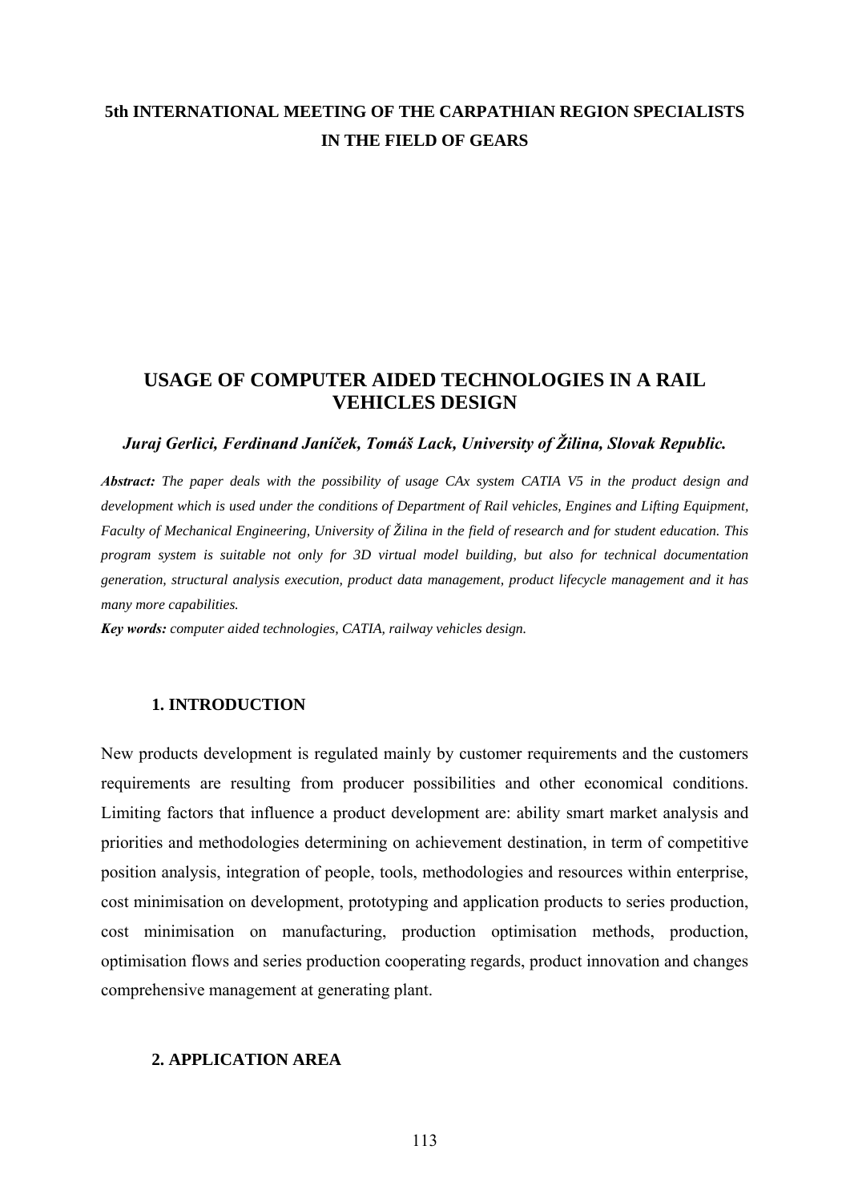**5th INTERNATIONAL MEETING OF THE CARPATHIAN REGION SPECIALISTS IN THE FIELD OF GEARS**

# USAGE OF COMPUTER AIDED TECHNOLOGIES IN A RAIL VEHICLES DESIGN

***Juraj Gerlici, Ferdinand Janíček, Tomáš Lack, University of Žilina, Slovak Republic.***

***Abstract:*** *The paper deals with the possibility of usage CAx system CATIA V5 in the product design and development which is used under the conditions of Department of Rail vehicles, Engines and Lifting Equipment, Faculty of Mechanical Engineering, University of Žilina in the field of research and for student education. This program system is suitable not only for 3D virtual model building, but also for technical documentation generation, structural analysis execution, product data management, product lifecycle management and it has many more capabilities.*

***Key words:*** *computer aided technologies, CATIA, railway vehicles design.*

## 1. INTRODUCTION

New products development is regulated mainly by customer requirements and the customers requirements are resulting from producer possibilities and other economical conditions. Limiting factors that influence a product development are: ability smart market analysis and priorities and methodologies determining on achievement destination, in term of competitive position analysis, integration of people, tools, methodologies and resources within enterprise, cost minimisation on development, prototyping and application products to series production, cost minimisation on manufacturing, production optimisation methods, production, optimisation flows and series production cooperating regards, product innovation and changes comprehensive management at generating plant.

## 2. APPLICATION AREA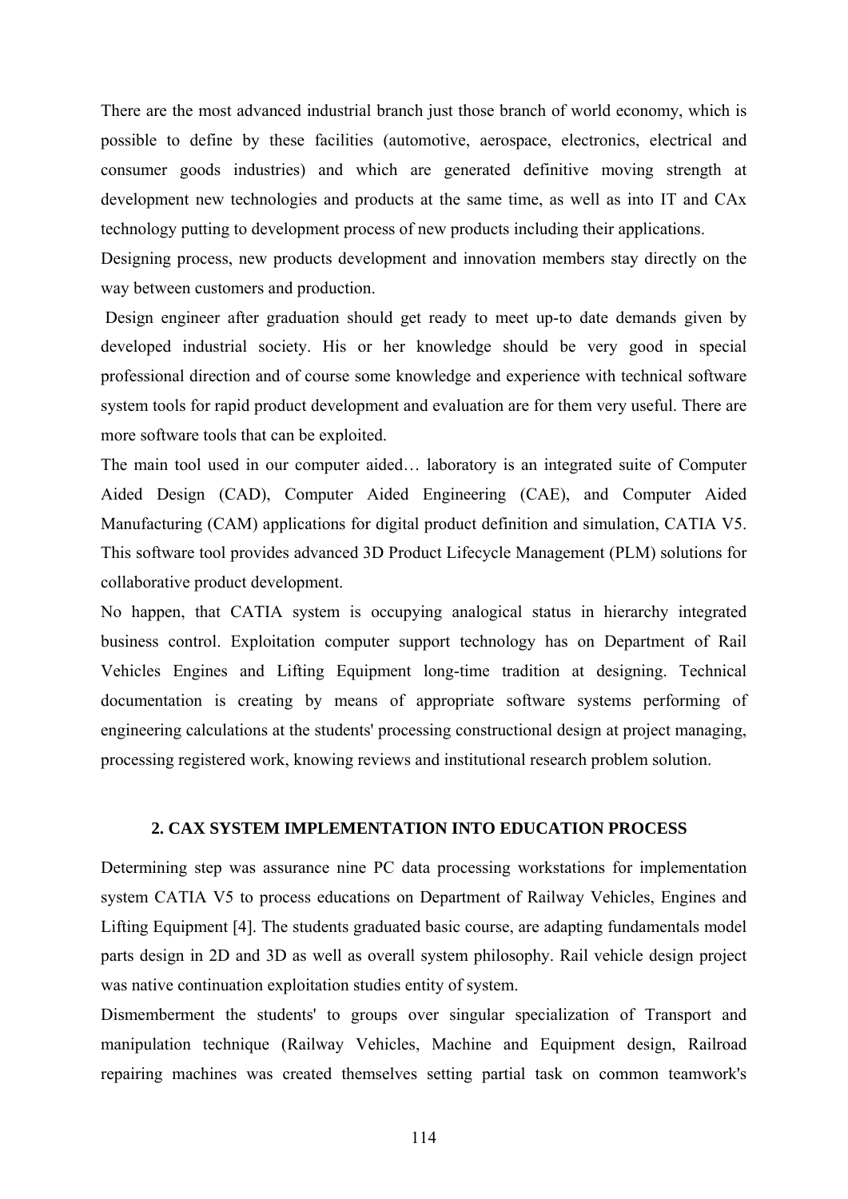There are the most advanced industrial branch just those branch of world economy, which is possible to define by these facilities (automotive, aerospace, electronics, electrical and consumer goods industries) and which are generated definitive moving strength at development new technologies and products at the same time, as well as into IT and CAx technology putting to development process of new products including their applications.

Designing process, new products development and innovation members stay directly on the way between customers and production.

Design engineer after graduation should get ready to meet up-to date demands given by developed industrial society. His or her knowledge should be very good in special professional direction and of course some knowledge and experience with technical software system tools for rapid product development and evaluation are for them very useful. There are more software tools that can be exploited.

The main tool used in our computer aided… laboratory is an integrated suite of Computer Aided Design (CAD), Computer Aided Engineering (CAE), and Computer Aided Manufacturing (CAM) applications for digital product definition and simulation, CATIA V5. This software tool provides advanced 3D Product Lifecycle Management (PLM) solutions for collaborative product development.

No happen, that CATIA system is occupying analogical status in hierarchy integrated business control. Exploitation computer support technology has on Department of Rail Vehicles Engines and Lifting Equipment long-time tradition at designing. Technical documentation is creating by means of appropriate software systems performing of engineering calculations at the students' processing constructional design at project managing, processing registered work, knowing reviews and institutional research problem solution.

## 2. CAX SYSTEM IMPLEMENTATION INTO EDUCATION PROCESS

Determining step was assurance nine PC data processing workstations for implementation system CATIA V5 to process educations on Department of Railway Vehicles, Engines and Lifting Equipment [4]. The students graduated basic course, are adapting fundamentals model parts design in 2D and 3D as well as overall system philosophy. Rail vehicle design project was native continuation exploitation studies entity of system.

Dismemberment the students' to groups over singular specialization of Transport and manipulation technique (Railway Vehicles, Machine and Equipment design, Railroad repairing machines was created themselves setting partial task on common teamwork's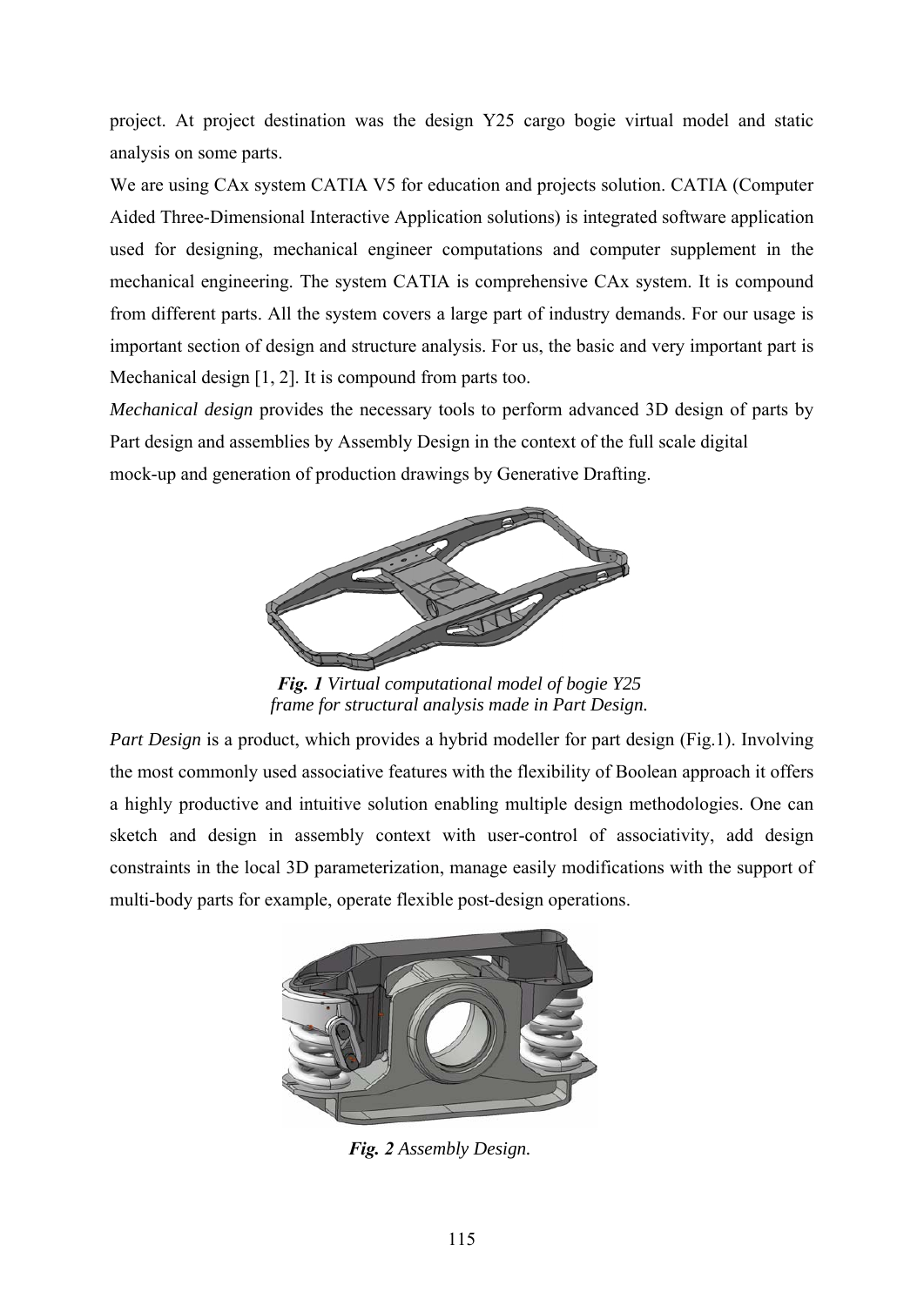project. At project destination was the design Y25 cargo bogie virtual model and static analysis on some parts.

We are using CAx system CATIA V5 for education and projects solution. CATIA (Computer Aided Three-Dimensional Interactive Application solutions) is integrated software application used for designing, mechanical engineer computations and computer supplement in the mechanical engineering. The system CATIA is comprehensive CAx system. It is compound from different parts. All the system covers a large part of industry demands. For our usage is important section of design and structure analysis. For us, the basic and very important part is Mechanical design [1, 2]. It is compound from parts too.

*Mechanical design* provides the necessary tools to perform advanced 3D design of parts by Part design and assemblies by Assembly Design in the context of the full scale digital mock-up and generation of production drawings by Generative Drafting.

***Fig. 1*** *Virtual computational model of bogie Y25 frame for structural analysis made in Part Design.*

*Part Design* is a product, which provides a hybrid modeller for part design (Fig.1). Involving the most commonly used associative features with the flexibility of Boolean approach it offers a highly productive and intuitive solution enabling multiple design methodologies. One can sketch and design in assembly context with user-control of associativity, add design constraints in the local 3D parameterization, manage easily modifications with the support of multi-body parts for example, operate flexible post-design operations.

***Fig. 2*** *Assembly Design.*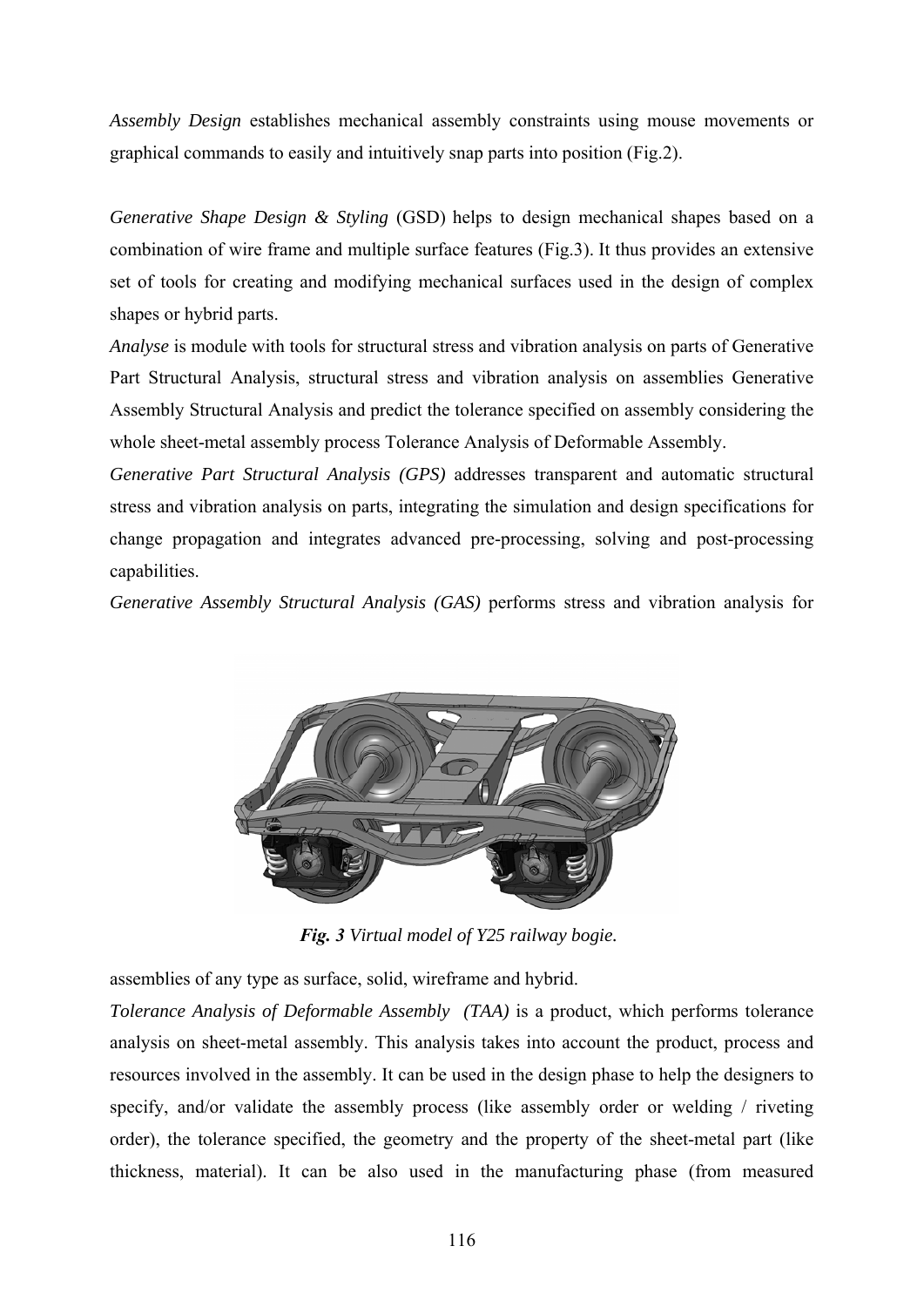*Assembly Design* establishes mechanical assembly constraints using mouse movements or graphical commands to easily and intuitively snap parts into position (Fig.2).

*Generative Shape Design & Styling* (GSD) helps to design mechanical shapes based on a combination of wire frame and multiple surface features (Fig.3). It thus provides an extensive set of tools for creating and modifying mechanical surfaces used in the design of complex shapes or hybrid parts.

*Analyse* is module with tools for structural stress and vibration analysis on parts of Generative Part Structural Analysis, structural stress and vibration analysis on assemblies Generative Assembly Structural Analysis and predict the tolerance specified on assembly considering the whole sheet-metal assembly process Tolerance Analysis of Deformable Assembly.

*Generative Part Structural Analysis (GPS)* addresses transparent and automatic structural stress and vibration analysis on parts, integrating the simulation and design specifications for change propagation and integrates advanced pre-processing, solving and post-processing capabilities.

*Generative Assembly Structural Analysis (GAS)* performs stress and vibration analysis for assemblies of any type as surface, solid, wireframe and hybrid.

***Fig. 3*** *Virtual model of Y25 railway bogie.*

*Tolerance Analysis of Deformable Assembly (TAA)* is a product, which performs tolerance analysis on sheet-metal assembly. This analysis takes into account the product, process and resources involved in the assembly. It can be used in the design phase to help the designers to specify, and/or validate the assembly process (like assembly order or welding / riveting order), the tolerance specified, the geometry and the property of the sheet-metal part (like thickness, material). It can be also used in the manufacturing phase (from measured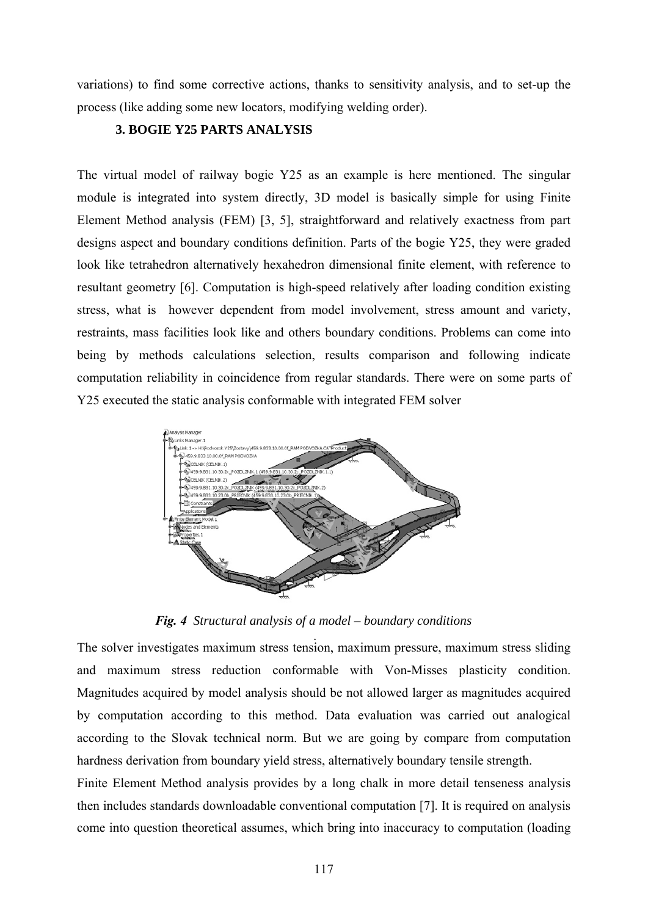variations) to find some corrective actions, thanks to sensitivity analysis, and to set-up the process (like adding some new locators, modifying welding order).

### 3. BOGIE Y25 PARTS ANALYSIS

The virtual model of railway bogie Y25 as an example is here mentioned. The singular module is integrated into system directly, 3D model is basically simple for using Finite Element Method analysis (FEM) [3, 5], straightforward and relatively exactness from part designs aspect and boundary conditions definition. Parts of the bogie Y25, they were graded look like tetrahedron alternatively hexahedron dimensional finite element, with reference to resultant geometry [6]. Computation is high-speed relatively after loading condition existing stress, what is however dependent from model involvement, stress amount and variety, restraints, mass facilities look like and others boundary conditions. Problems can come into being by methods calculations selection, results comparison and following indicate computation reliability in coincidence from regular standards. There were on some parts of Y25 executed the static analysis conformable with integrated FEM solver

***Fig. 4*** *Structural analysis of a model – boundary conditions*

The solver investigates maximum stress tension, maximum pressure, maximum stress sliding and maximum stress reduction conformable with Von-Misses plasticity condition. Magnitudes acquired by model analysis should be not allowed larger as magnitudes acquired by computation according to this method. Data evaluation was carried out analogical according to the Slovak technical norm. But we are going by compare from computation hardness derivation from boundary yield stress, alternatively boundary tensile strength.

Finite Element Method analysis provides by a long chalk in more detail tenseness analysis then includes standards downloadable conventional computation [7]. It is required on analysis come into question theoretical assumes, which bring into inaccuracy to computation (loading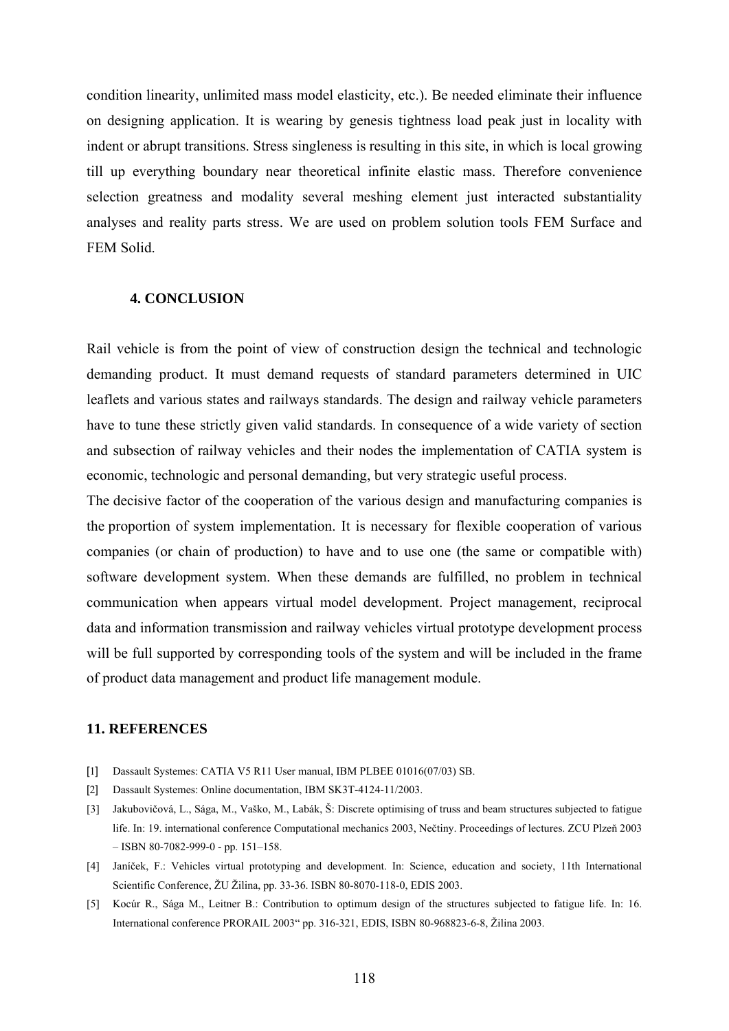condition linearity, unlimited mass model elasticity, etc.). Be needed eliminate their influence on designing application. It is wearing by genesis tightness load peak just in locality with indent or abrupt transitions. Stress singleness is resulting in this site, in which is local growing till up everything boundary near theoretical infinite elastic mass. Therefore convenience selection greatness and modality several meshing element just interacted substantiality analyses and reality parts stress. We are used on problem solution tools FEM Surface and FEM Solid.

## 4. CONCLUSION

Rail vehicle is from the point of view of construction design the technical and technologic demanding product. It must demand requests of standard parameters determined in UIC leaflets and various states and railways standards. The design and railway vehicle parameters have to tune these strictly given valid standards. In consequence of a wide variety of section and subsection of railway vehicles and their nodes the implementation of CATIA system is economic, technologic and personal demanding, but very strategic useful process.

The decisive factor of the cooperation of the various design and manufacturing companies is the proportion of system implementation. It is necessary for flexible cooperation of various companies (or chain of production) to have and to use one (the same or compatible with) software development system. When these demands are fulfilled, no problem in technical communication when appears virtual model development. Project management, reciprocal data and information transmission and railway vehicles virtual prototype development process will be full supported by corresponding tools of the system and will be included in the frame of product data management and product life management module.

## 11. REFERENCES

[1] Dassault Systemes: CATIA V5 R11 User manual, IBM PLBEE 01016(07/03) SB.

[2] Dassault Systemes: Online documentation, IBM SK3T-4124-11/2003.

[3] Jakubovičová, L., Sága, M., Vaško, M., Labák, Š: Discrete optimising of truss and beam structures subjected to fatigue life. In: 19. international conference Computational mechanics 2003, Nečtiny. Proceedings of lectures. ZCU Plzeň 2003 – ISBN 80-7082-999-0 - pp. 151–158.

[4] Janíček, F.: Vehicles virtual prototyping and development. In: Science, education and society, 11th International Scientific Conference, ŽU Žilina, pp. 33-36. ISBN 80-8070-118-0, EDIS 2003.

[5] Kocúr R., Sága M., Leitner B.: Contribution to optimum design of the structures subjected to fatigue life. In: 16. International conference PRORAIL 2003" pp. 316-321, EDIS, ISBN 80-968823-6-8, Žilina 2003.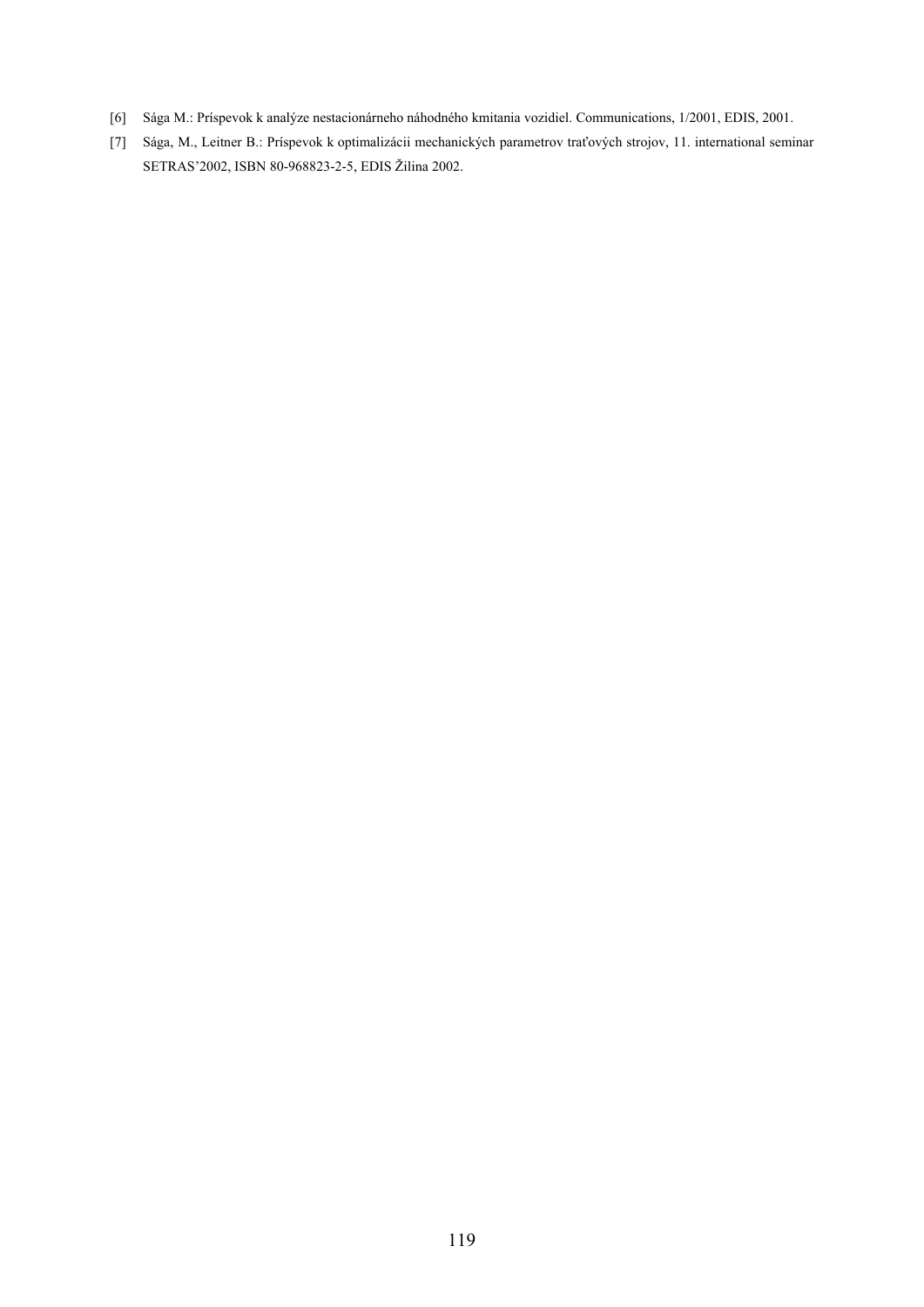[6] Sága M.: Príspevok k analýze nestacionárneho náhodného kmitania vozidiel. Communications, 1/2001, EDIS, 2001.

[7] Sága, M., Leitner B.: Príspevok k optimalizácii mechanických parametrov traťových strojov, 11. international seminar SETRAS'2002, ISBN 80-968823-2-5, EDIS Žilina 2002.